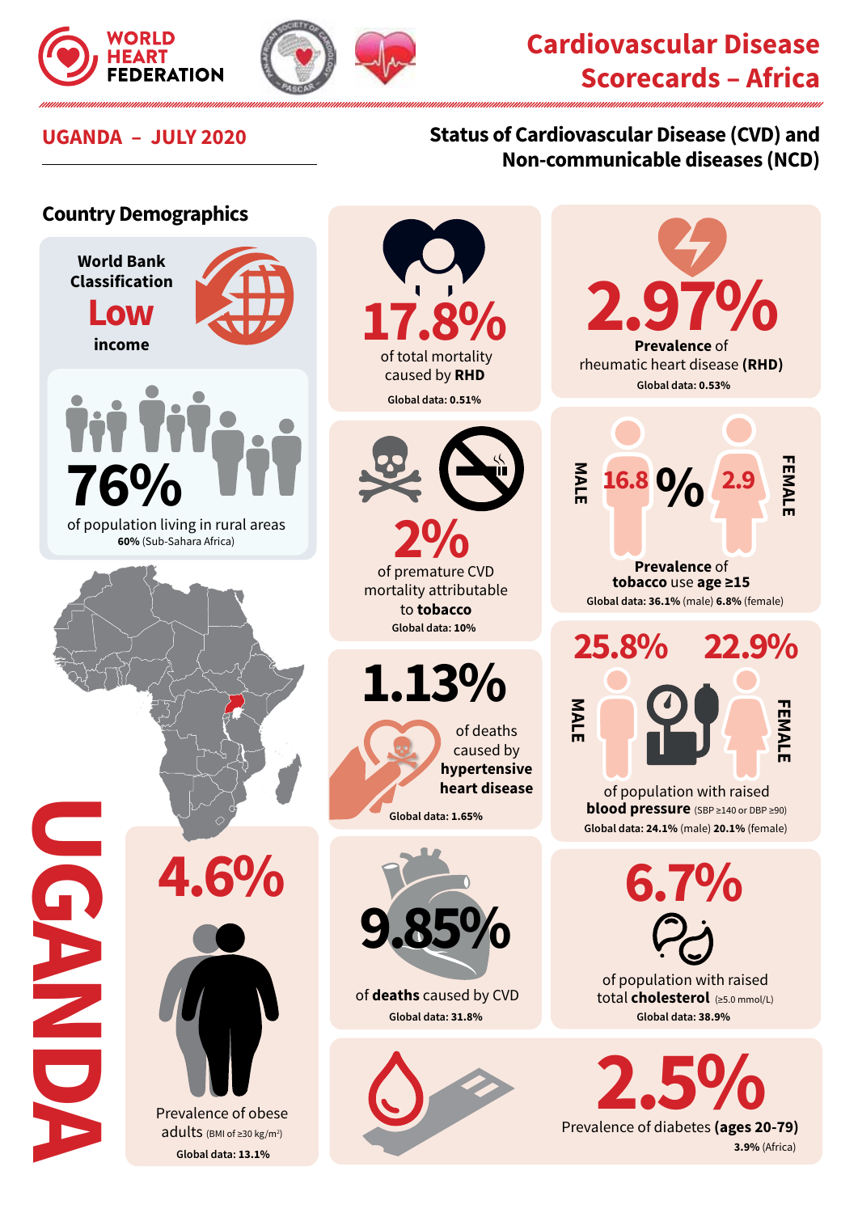WORLD HEART FEDERATION

# Cardiovascular Disease Scorecards – Africa

## UGANDA – JULY 2020

## Status of Cardiovascular Disease (CVD) and Non-communicable diseases (NCD)

### Country Demographics

World Bank Classification
**Low** income

**76%** of population living in rural areas
**60%** (Sub-Sahara Africa)

**17.8%** of total mortality caused by **RHD**
Global data: 0.51%

**2.97%** **Prevalence** of rheumatic heart disease **(RHD)**
Global data: 0.53%

**2%** of premature CVD mortality attributable to **tobacco**
Global data: 10%

MALE **16.8** % **2.9** FEMALE
**Prevalence** of **tobacco** use **age ≥15**
Global data: **36.1%** (male) **6.8%** (female)

**1.13%** of deaths caused by **hypertensive heart disease**
Global data: 1.65%

MALE **25.8%** FEMALE **22.9%**
of population with raised **blood pressure** (SBP ≥140 or DBP ≥90)
Global data: **24.1%** (male) **20.1%** (female)

**4.6%** Prevalence of obese adults (BMI of ≥30 kg/m²)
Global data: 13.1%

**9.85%** of **deaths** caused by CVD
Global data: 31.8%

**6.7%** of population with raised total **cholesterol** (≥5.0 mmol/L)
Global data: 38.9%

**2.5%** Prevalence of diabetes **(ages 20-79)**
**3.9%** (Africa)

UGANDA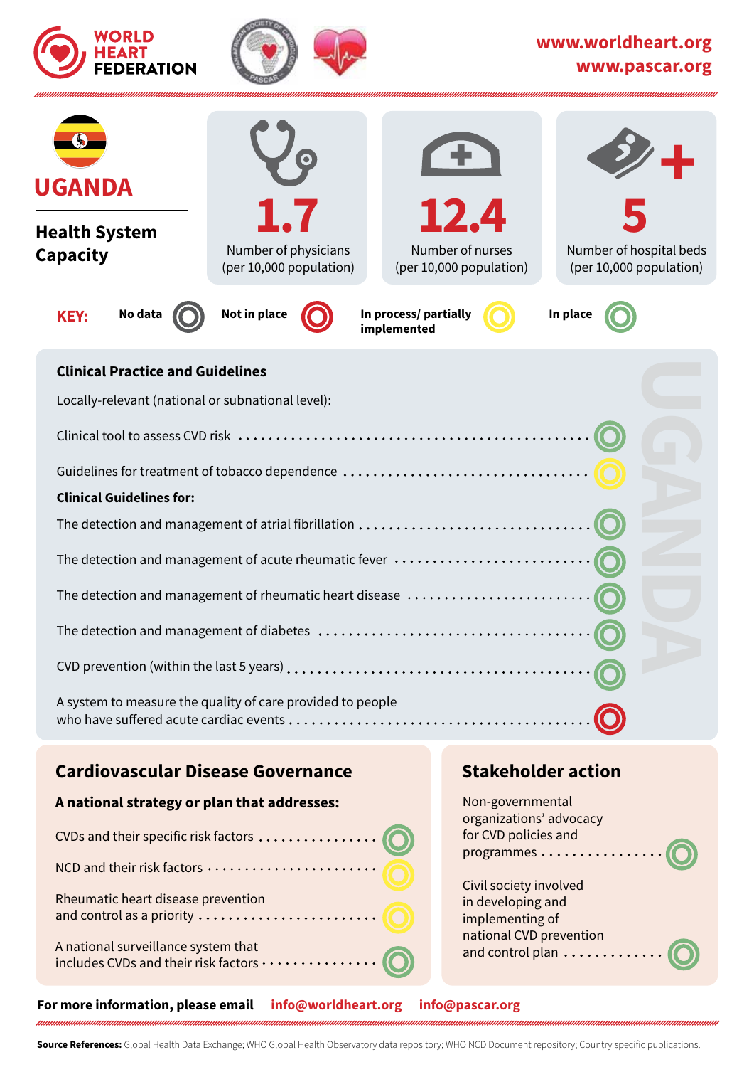WORLD HEART FEDERATION

www.worldheart.org
www.pascar.org

# UGANDA

## Health System Capacity

**1.7**
Number of physicians (per 10,000 population)

**12.4**
Number of nurses (per 10,000 population)

**5**
Number of hospital beds (per 10,000 population)

**KEY:** No data (grey) | Not in place (red) | In process/ partially implemented (yellow) | In place (green)

## Clinical Practice and Guidelines

Locally-relevant (national or subnational level):

| Item | Status |
|---|---|
| Clinical tool to assess CVD risk | In place |
| Guidelines for treatment of tobacco dependence | In process/ partially implemented |

**Clinical Guidelines for:**

| Item | Status |
|---|---|
| The detection and management of atrial fibrillation | In place |
| The detection and management of acute rheumatic fever | In place |
| The detection and management of rheumatic heart disease | In place |
| The detection and management of diabetes | In place |
| CVD prevention (within the last 5 years) | In place |
| A system to measure the quality of care provided to people who have suffered acute cardiac events | Not in place |

## Cardiovascular Disease Governance

**A national strategy or plan that addresses:**

| Item | Status |
|---|---|
| CVDs and their specific risk factors | In place |
| NCD and their risk factors | In process/ partially implemented |
| Rheumatic heart disease prevention and control as a priority | In process/ partially implemented |
| A national surveillance system that includes CVDs and their risk factors | In place |

## Stakeholder action

| Item | Status |
|---|---|
| Non-governmental organizations' advocacy for CVD policies and programmes | In place |
| Civil society involved in developing and implementing of national CVD prevention and control plan | In place |

**For more information, please email** info@worldheart.org info@pascar.org

**Source References:** Global Health Data Exchange; WHO Global Health Observatory data repository; WHO NCD Document repository; Country specific publications.